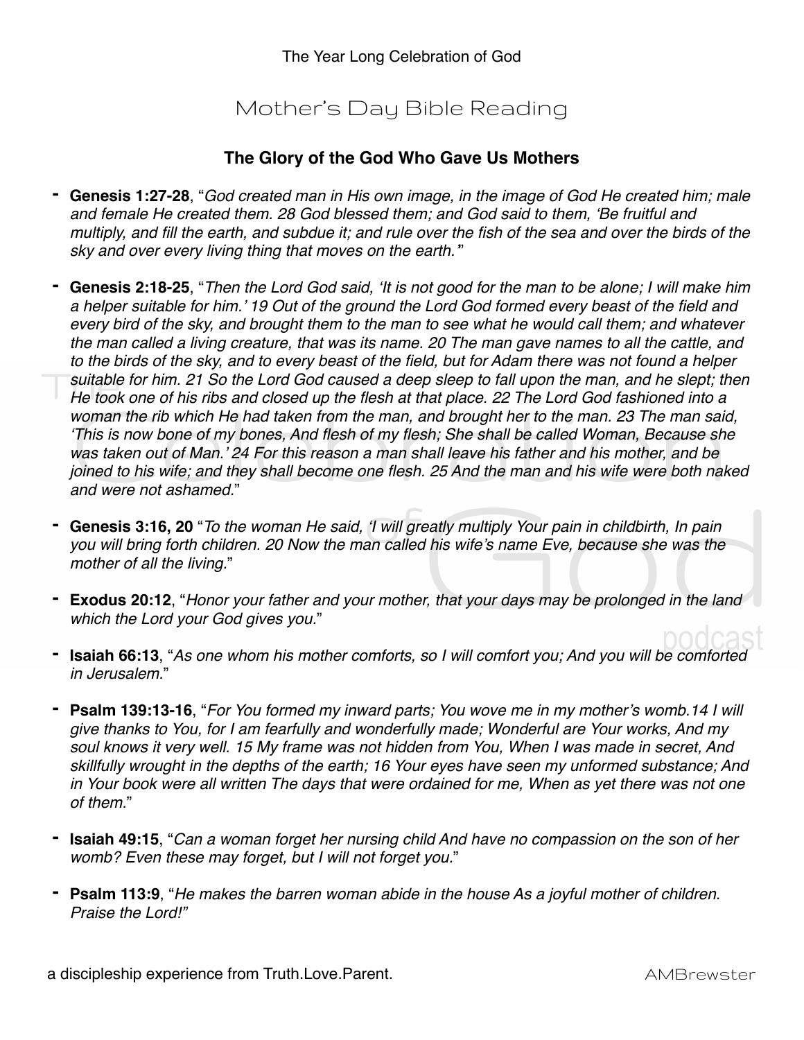The Year Long Celebration of God

# Mother's Day Bible Reading

## The Glory of the God Who Gave Us Mothers

- **Genesis 1:27-28**, "*God created man in His own image, in the image of God He created him; male and female He created them. 28 God blessed them; and God said to them, 'Be fruitful and multiply, and fill the earth, and subdue it; and rule over the fish of the sea and over the birds of the sky and over every living thing that moves on the earth.*"

- **Genesis 2:18-25**, "*Then the Lord God said, 'It is not good for the man to be alone; I will make him a helper suitable for him.' 19 Out of the ground the Lord God formed every beast of the field and every bird of the sky, and brought them to the man to see what he would call them; and whatever the man called a living creature, that was its name. 20 The man gave names to all the cattle, and to the birds of the sky, and to every beast of the field, but for Adam there was not found a helper suitable for him. 21 So the Lord God caused a deep sleep to fall upon the man, and he slept; then He took one of his ribs and closed up the flesh at that place. 22 The Lord God fashioned into a woman the rib which He had taken from the man, and brought her to the man. 23 The man said, 'This is now bone of my bones, And flesh of my flesh; She shall be called Woman, Because she was taken out of Man.' 24 For this reason a man shall leave his father and his mother, and be joined to his wife; and they shall become one flesh. 25 And the man and his wife were both naked and were not ashamed.*"

- **Genesis 3:16, 20** "*To the woman He said, 'I will greatly multiply Your pain in childbirth, In pain you will bring forth children. 20 Now the man called his wife's name Eve, because she was the mother of all the living.*"

- **Exodus 20:12**, "*Honor your father and your mother, that your days may be prolonged in the land which the Lord your God gives you.*"

- **Isaiah 66:13**, "*As one whom his mother comforts, so I will comfort you; And you will be comforted in Jerusalem.*"

- **Psalm 139:13-16**, "*For You formed my inward parts; You wove me in my mother's womb.14 I will give thanks to You, for I am fearfully and wonderfully made; Wonderful are Your works, And my soul knows it very well. 15 My frame was not hidden from You, When I was made in secret, And skillfully wrought in the depths of the earth; 16 Your eyes have seen my unformed substance; And in Your book were all written The days that were ordained for me, When as yet there was not one of them.*"

- **Isaiah 49:15**, "*Can a woman forget her nursing child And have no compassion on the son of her womb? Even these may forget, but I will not forget you.*"

- **Psalm 113:9**, "*He makes the barren woman abide in the house As a joyful mother of children. Praise the Lord!*"

a discipleship experience from Truth.Love.Parent.

AMBrewster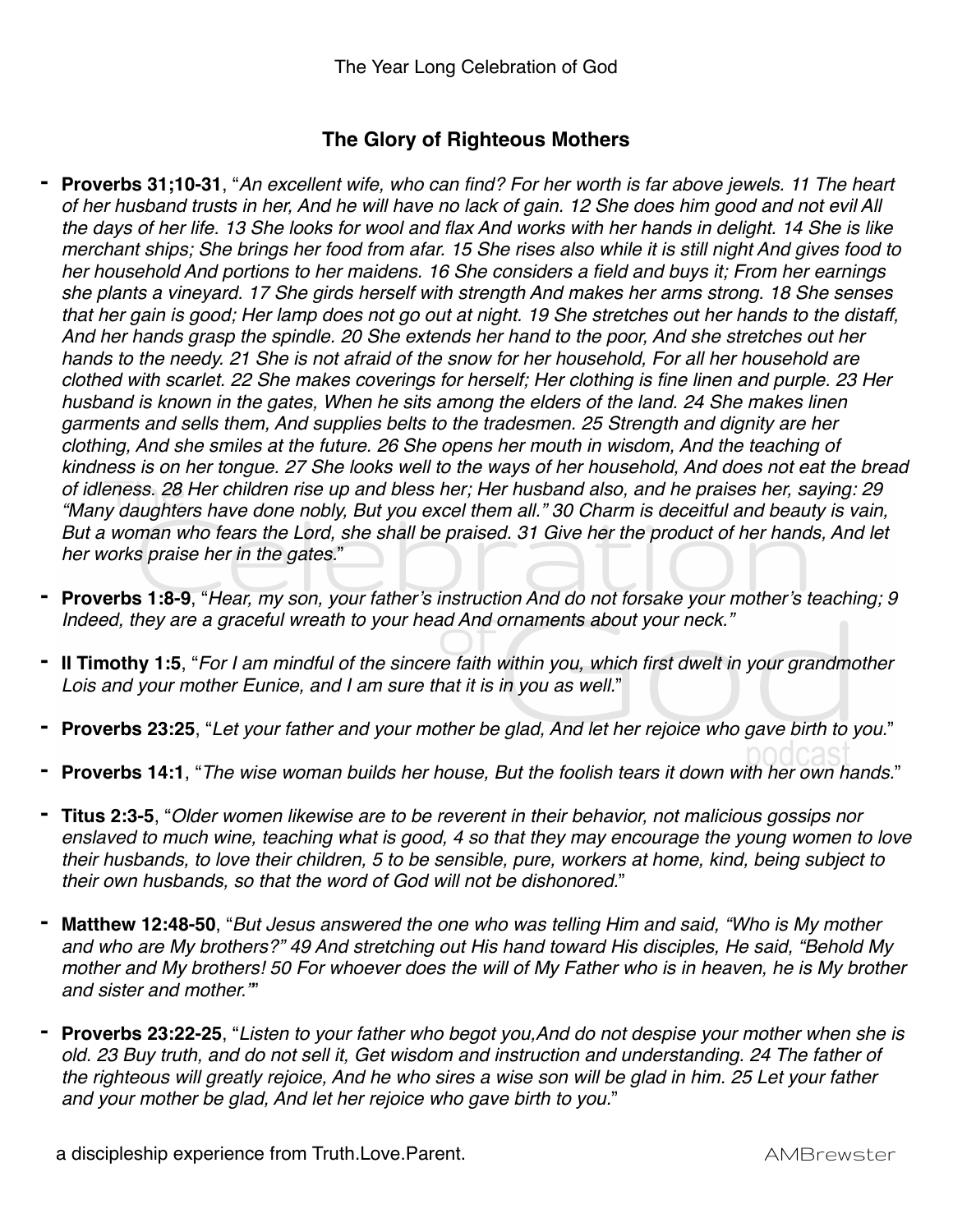## The Glory of Righteous Mothers

- **Proverbs 31;10-31**, "*An excellent wife, who can find? For her worth is far above jewels. 11 The heart of her husband trusts in her, And he will have no lack of gain. 12 She does him good and not evil All the days of her life. 13 She looks for wool and flax And works with her hands in delight. 14 She is like merchant ships; She brings her food from afar. 15 She rises also while it is still night And gives food to her household And portions to her maidens. 16 She considers a field and buys it; From her earnings she plants a vineyard. 17 She girds herself with strength And makes her arms strong. 18 She senses that her gain is good; Her lamp does not go out at night. 19 She stretches out her hands to the distaff, And her hands grasp the spindle. 20 She extends her hand to the poor, And she stretches out her hands to the needy. 21 She is not afraid of the snow for her household, For all her household are clothed with scarlet. 22 She makes coverings for herself; Her clothing is fine linen and purple. 23 Her husband is known in the gates, When he sits among the elders of the land. 24 She makes linen garments and sells them, And supplies belts to the tradesmen. 25 Strength and dignity are her clothing, And she smiles at the future. 26 She opens her mouth in wisdom, And the teaching of kindness is on her tongue. 27 She looks well to the ways of her household, And does not eat the bread of idleness. 28 Her children rise up and bless her; Her husband also, and he praises her, saying: 29 "Many daughters have done nobly, But you excel them all." 30 Charm is deceitful and beauty is vain, But a woman who fears the Lord, she shall be praised. 31 Give her the product of her hands, And let her works praise her in the gates.*"

- **Proverbs 1:8-9**, "*Hear, my son, your father's instruction And do not forsake your mother's teaching; 9 Indeed, they are a graceful wreath to your head And ornaments about your neck.*"

- **II Timothy 1:5**, "*For I am mindful of the sincere faith within you, which first dwelt in your grandmother Lois and your mother Eunice, and I am sure that it is in you as well.*"

- **Proverbs 23:25**, "*Let your father and your mother be glad, And let her rejoice who gave birth to you.*"

- **Proverbs 14:1**, "*The wise woman builds her house, But the foolish tears it down with her own hands.*"

- **Titus 2:3-5**, "*Older women likewise are to be reverent in their behavior, not malicious gossips nor enslaved to much wine, teaching what is good, 4 so that they may encourage the young women to love their husbands, to love their children, 5 to be sensible, pure, workers at home, kind, being subject to their own husbands, so that the word of God will not be dishonored.*"

- **Matthew 12:48-50**, "*But Jesus answered the one who was telling Him and said, "Who is My mother and who are My brothers?" 49 And stretching out His hand toward His disciples, He said, "Behold My mother and My brothers! 50 For whoever does the will of My Father who is in heaven, he is My brother and sister and mother."*"

- **Proverbs 23:22-25**, "*Listen to your father who begot you,And do not despise your mother when she is old. 23 Buy truth, and do not sell it, Get wisdom and instruction and understanding. 24 The father of the righteous will greatly rejoice, And he who sires a wise son will be glad in him. 25 Let your father and your mother be glad, And let her rejoice who gave birth to you.*"